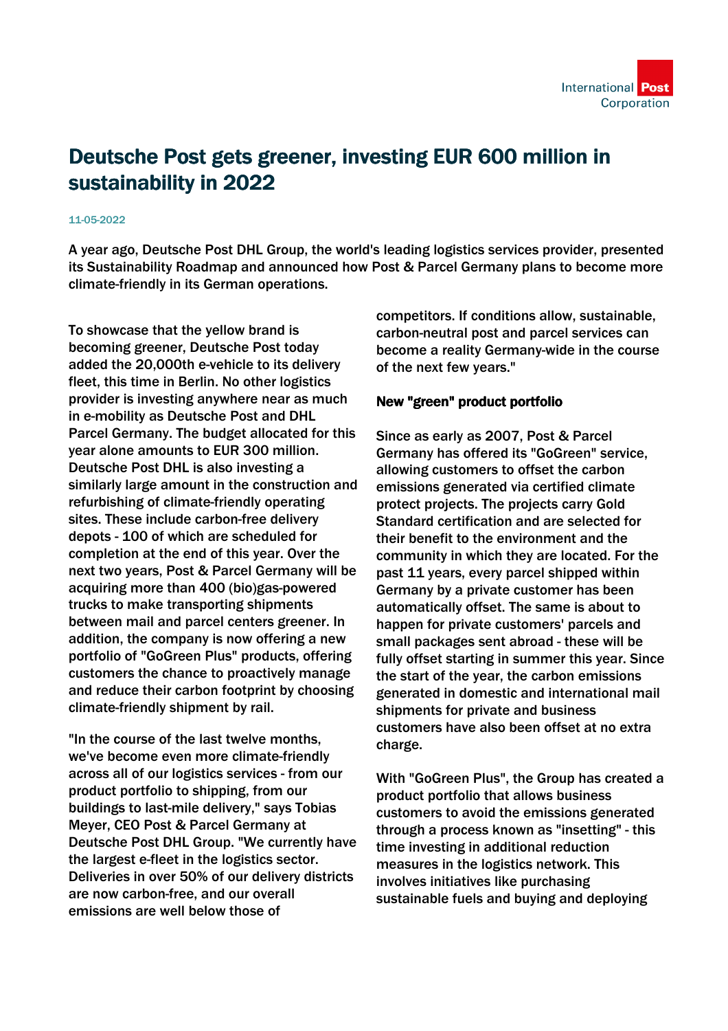# Deutsche Post gets greener, investing EUR 600 million in sustainability in 2022

11-05-2022

A year ago, Deutsche Post DHL Group, the world's leading logistics services provider, presented its Sustainability Roadmap and announced how Post & Parcel Germany plans to become more climate-friendly in its German operations.

To showcase that the yellow brand is becoming greener, Deutsche Post today added the 20,000th e-vehicle to its delivery fleet, this time in Berlin. No other logistics provider is investing anywhere near as much in e-mobility as Deutsche Post and DHL Parcel Germany. The budget allocated for this year alone amounts to EUR 300 million. Deutsche Post DHL is also investing a similarly large amount in the construction and refurbishing of climate-friendly operating sites. These include carbon-free delivery depots - 100 of which are scheduled for completion at the end of this year. Over the next two years, Post & Parcel Germany will be acquiring more than 400 (bio)gas-powered trucks to make transporting shipments between mail and parcel centers greener. In addition, the company is now offering a new portfolio of "GoGreen Plus" products, offering customers the chance to proactively manage and reduce their carbon footprint by choosing climate-friendly shipment by rail.

"In the course of the last twelve months, we've become even more climate-friendly across all of our logistics services - from our product portfolio to shipping, from our buildings to last-mile delivery," says Tobias Meyer, CEO Post & Parcel Germany at Deutsche Post DHL Group. "We currently have the largest e-fleet in the logistics sector. Deliveries in over 50% of our delivery districts are now carbon-free, and our overall emissions are well below those of competitors. If conditions allow, sustainable, carbon-neutral post and parcel services can become a reality Germany-wide in the course of the next few years."

## New "green" product portfolio

Since as early as 2007, Post & Parcel Germany has offered its "GoGreen" service, allowing customers to offset the carbon emissions generated via certified climate protect projects. The projects carry Gold Standard certification and are selected for their benefit to the environment and the community in which they are located. For the past 11 years, every parcel shipped within Germany by a private customer has been automatically offset. The same is about to happen for private customers' parcels and small packages sent abroad - these will be fully offset starting in summer this year. Since the start of the year, the carbon emissions generated in domestic and international mail shipments for private and business customers have also been offset at no extra charge.

With "GoGreen Plus", the Group has created a product portfolio that allows business customers to avoid the emissions generated through a process known as "insetting" - this time investing in additional reduction measures in the logistics network. This involves initiatives like purchasing sustainable fuels and buying and deploying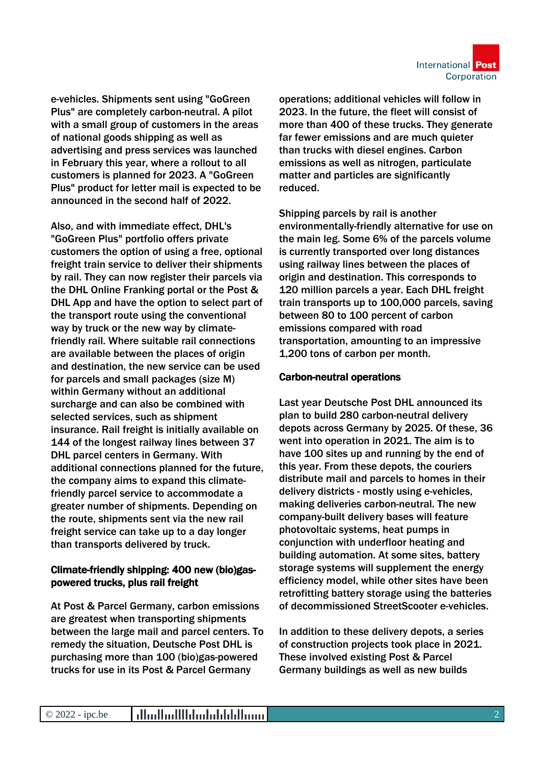e-vehicles. Shipments sent using "GoGreen Plus" are completely carbon-neutral. A pilot with a small group of customers in the areas of national goods shipping as well as advertising and press services was launched in February this year, where a rollout to all customers is planned for 2023. A "GoGreen Plus" product for letter mail is expected to be announced in the second half of 2022.

Also, and with immediate effect, DHL's "GoGreen Plus" portfolio offers private customers the option of using a free, optional freight train service to deliver their shipments by rail. They can now register their parcels via the DHL Online Franking portal or the Post & DHL App and have the option to select part of the transport route using the conventional way by truck or the new way by climate-friendly rail. Where suitable rail connections are available between the places of origin and destination, the new service can be used for parcels and small packages (size M) within Germany without an additional surcharge and can also be combined with selected services, such as shipment insurance. Rail freight is initially available on 144 of the longest railway lines between 37 DHL parcel centers in Germany. With additional connections planned for the future, the company aims to expand this climate-friendly parcel service to accommodate a greater number of shipments. Depending on the route, shipments sent via the new rail freight service can take up to a day longer than transports delivered by truck.

**Climate-friendly shipping: 400 new (bio)gas-powered trucks, plus rail freight**

At Post & Parcel Germany, carbon emissions are greatest when transporting shipments between the large mail and parcel centers. To remedy the situation, Deutsche Post DHL is purchasing more than 100 (bio)gas-powered trucks for use in its Post & Parcel Germany operations; additional vehicles will follow in 2023. In the future, the fleet will consist of more than 400 of these trucks. They generate far fewer emissions and are much quieter than trucks with diesel engines. Carbon emissions as well as nitrogen, particulate matter and particles are significantly reduced.

Shipping parcels by rail is another environmentally-friendly alternative for use on the main leg. Some 6% of the parcels volume is currently transported over long distances using railway lines between the places of origin and destination. This corresponds to 120 million parcels a year. Each DHL freight train transports up to 100,000 parcels, saving between 80 to 100 percent of carbon emissions compared with road transportation, amounting to an impressive 1,200 tons of carbon per month.

**Carbon-neutral operations**

Last year Deutsche Post DHL announced its plan to build 280 carbon-neutral delivery depots across Germany by 2025. Of these, 36 went into operation in 2021. The aim is to have 100 sites up and running by the end of this year. From these depots, the couriers distribute mail and parcels to homes in their delivery districts - mostly using e-vehicles, making deliveries carbon-neutral. The new company-built delivery bases will feature photovoltaic systems, heat pumps in conjunction with underfloor heating and building automation. At some sites, battery storage systems will supplement the energy efficiency model, while other sites have been retrofitting battery storage using the batteries of decommissioned StreetScooter e-vehicles.

In addition to these delivery depots, a series of construction projects took place in 2021. These involved existing Post & Parcel Germany buildings as well as new builds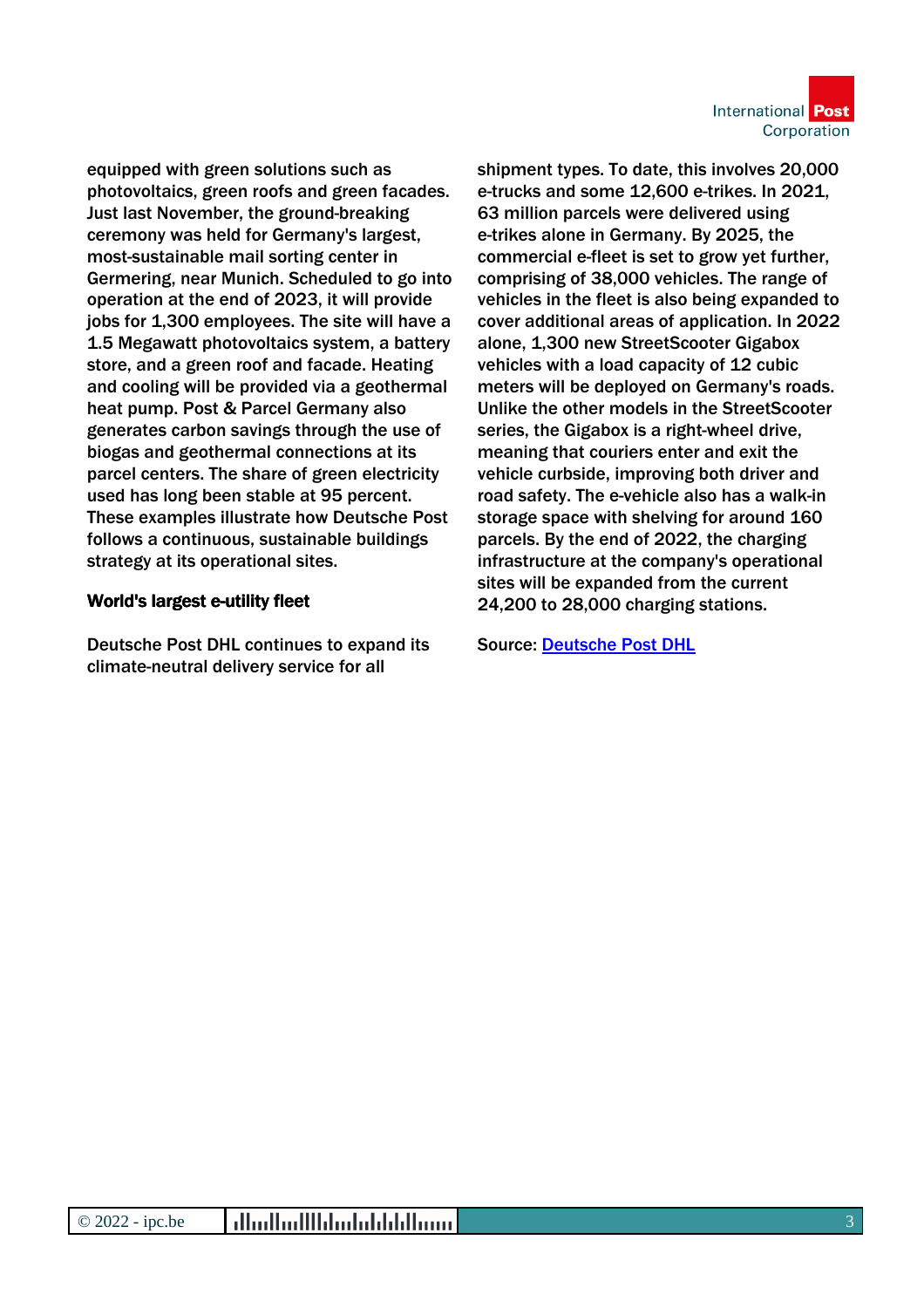equipped with green solutions such as photovoltaics, green roofs and green facades. Just last November, the ground-breaking ceremony was held for Germany's largest, most-sustainable mail sorting center in Germering, near Munich. Scheduled to go into operation at the end of 2023, it will provide jobs for 1,300 employees. The site will have a 1.5 Megawatt photovoltaics system, a battery store, and a green roof and facade. Heating and cooling will be provided via a geothermal heat pump. Post & Parcel Germany also generates carbon savings through the use of biogas and geothermal connections at its parcel centers. The share of green electricity used has long been stable at 95 percent. These examples illustrate how Deutsche Post follows a continuous, sustainable buildings strategy at its operational sites.

**World's largest e-utility fleet**

Deutsche Post DHL continues to expand its climate-neutral delivery service for all shipment types. To date, this involves 20,000 e-trucks and some 12,600 e-trikes. In 2021, 63 million parcels were delivered using e-trikes alone in Germany. By 2025, the commercial e-fleet is set to grow yet further, comprising of 38,000 vehicles. The range of vehicles in the fleet is also being expanded to cover additional areas of application. In 2022 alone, 1,300 new StreetScooter Gigabox vehicles with a load capacity of 12 cubic meters will be deployed on Germany's roads. Unlike the other models in the StreetScooter series, the Gigabox is a right-wheel drive, meaning that couriers enter and exit the vehicle curbside, improving both driver and road safety. The e-vehicle also has a walk-in storage space with shelving for around 160 parcels. By the end of 2022, the charging infrastructure at the company's operational sites will be expanded from the current 24,200 to 28,000 charging stations.

Source: [Deutsche Post DHL]()